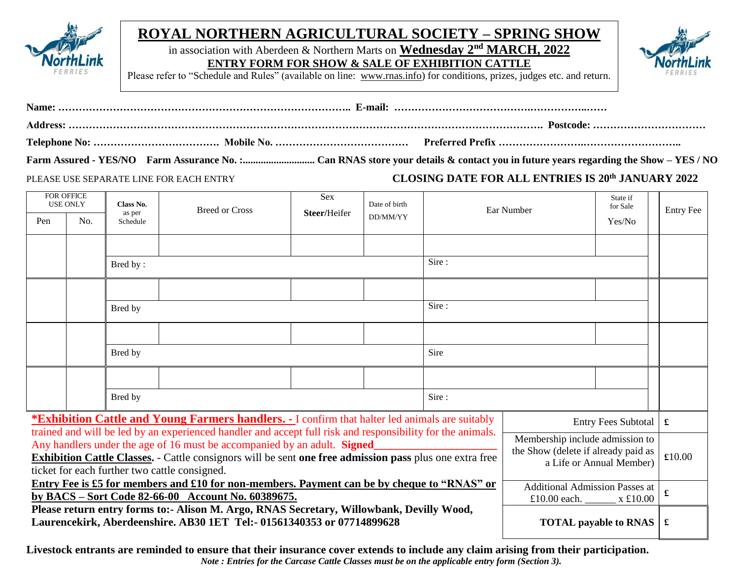# ROYAL NORTHERN AGRICULTURAL SOCIETY – SPRING SHOW

in association with Aberdeen & Northern Marts on **Wednesday 2nd MARCH, 2022**

**ENTRY FORM FOR SHOW & SALE OF EXHIBITION CATTLE**

Please refer to "Schedule and Rules" (available on line: www.rnas.info) for conditions, prizes, judges etc. and return.

**Name: ………………………………………………………………………….. E-mail: ……………………………………………..……**

**Address: ……………………………………………………………………………………………………………. Postcode: ……………………………**

**Telephone No: ………………………………. Mobile No. ………………………………… Preferred Prefix …………………….……………………..**

**Farm Assured - YES/NO Farm Assurance No. :............................ Can RNAS store your details & contact you in future years regarding the Show – YES / NO**

PLEASE USE SEPARATE LINE FOR EACH ENTRY **CLOSING DATE FOR ALL ENTRIES IS 20th JANUARY 2022**

| FOR OFFICE USE ONLY | | Class No. as per Schedule | Breed or Cross | Sex Steer/Heifer | Date of birth DD/MM/YY | Ear Number | State if for Sale Yes/No | Entry Fee |
|---|---|---|---|---|---|---|---|---|
| Pen | No. | | | | | | | |
| | | | | | | | | |
| | | Bred by : | | | | Sire : | | |
| | | | | | | | | |
| | | Bred by | | | | Sire : | | |
| | | | | | | | | |
| | | Bred by | | | | Sire | | |
| | | | | | | | | |
| | | Bred by | | | | Sire : | | |

***Exhibition Cattle and Young Farmers handlers. -** I confirm that halter led animals are suitably trained and will be led by an experienced handler and accept full risk and responsibility for the animals. Any handlers under the age of 16 must be accompanied by an adult. **Signed**____________________

**Exhibition Cattle Classes.** - Cattle consignors will be sent **one free admission pass** plus one extra free ticket for each further two cattle consigned.

**Entry Fee is £5 for members and £10 for non-members. Payment can be by cheque to "RNAS" or by BACS – Sort Code 82-66-00 Account No. 60389675.**

**Please return entry forms to:- Alison M. Argo, RNAS Secretary, Willowbank, Devilly Wood, Laurencekirk, Aberdeenshire. AB30 1ET Tel:- 01561340353 or 07714899628**

| | |
|---|---|
| Entry Fees Subtotal | £ |
| Membership include admission to the Show (delete if already paid as a Life or Annual Member) | £10.00 |
| Additional Admission Passes at £10.00 each. ______ x £10.00 | £ |
| **TOTAL payable to RNAS** | £ |

**Livestock entrants are reminded to ensure that their insurance cover extends to include any claim arising from their participation.**

***Note : Entries for the Carcase Cattle Classes must be on the applicable entry form (Section 3).***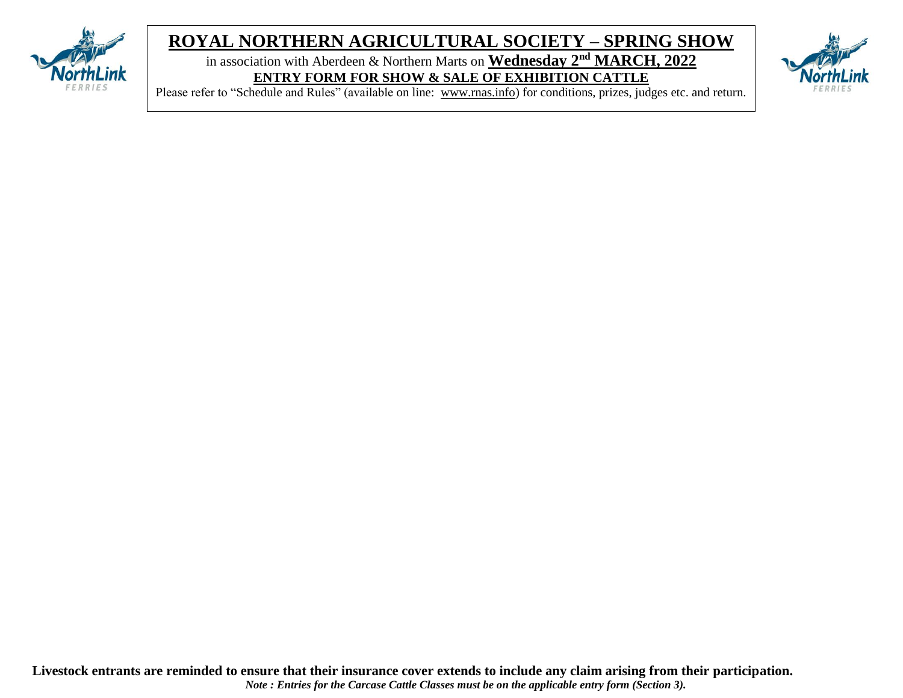# ROYAL NORTHERN AGRICULTURAL SOCIETY – SPRING SHOW

in association with Aberdeen & Northern Marts on **Wednesday 2nd MARCH, 2022**

**ENTRY FORM FOR SHOW & SALE OF EXHIBITION CATTLE**

Please refer to "Schedule and Rules" (available on line: www.rnas.info) for conditions, prizes, judges etc. and return.

**Livestock entrants are reminded to ensure that their insurance cover extends to include any claim arising from their participation.**

***Note : Entries for the Carcase Cattle Classes must be on the applicable entry form (Section 3).***